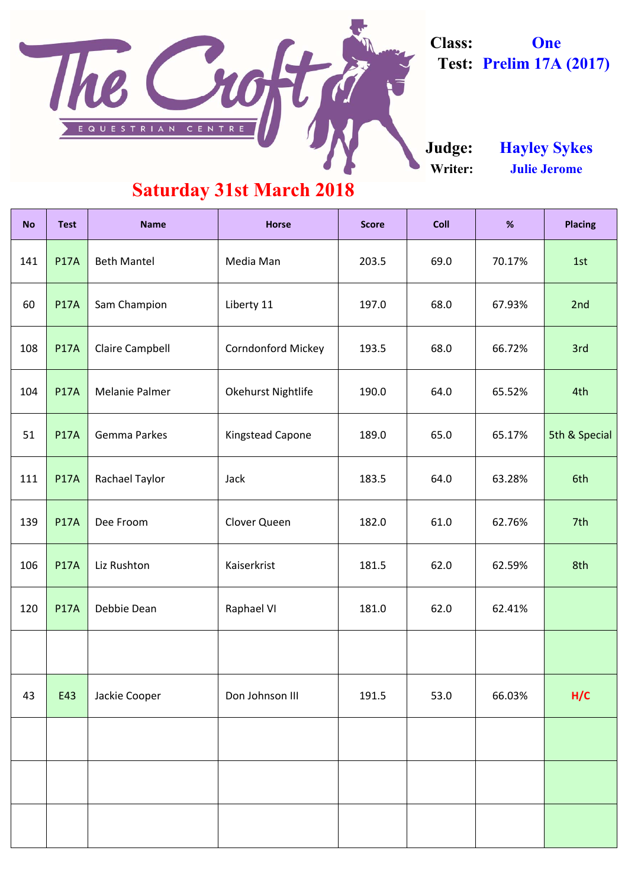# The Croft Equestrian Centre

**Class:** One
**Test:** Prelim 17A (2017)

**Judge:** Hayley Sykes
**Writer:** Julie Jerome

## Saturday 31st March 2018

| No | Test | Name | Horse | Score | Coll | % | Placing |
|---|---|---|---|---|---|---|---|
| 141 | P17A | Beth Mantel | Media Man | 203.5 | 69.0 | 70.17% | 1st |
| 60 | P17A | Sam Champion | Liberty 11 | 197.0 | 68.0 | 67.93% | 2nd |
| 108 | P17A | Claire Campbell | Corndonford Mickey | 193.5 | 68.0 | 66.72% | 3rd |
| 104 | P17A | Melanie Palmer | Okehurst Nightlife | 190.0 | 64.0 | 65.52% | 4th |
| 51 | P17A | Gemma Parkes | Kingstead Capone | 189.0 | 65.0 | 65.17% | 5th & Special |
| 111 | P17A | Rachael Taylor | Jack | 183.5 | 64.0 | 63.28% | 6th |
| 139 | P17A | Dee Froom | Clover Queen | 182.0 | 61.0 | 62.76% | 7th |
| 106 | P17A | Liz Rushton | Kaiserkrist | 181.5 | 62.0 | 62.59% | 8th |
| 120 | P17A | Debbie Dean | Raphael VI | 181.0 | 62.0 | 62.41% | |
| | | | | | | | |
| 43 | E43 | Jackie Cooper | Don Johnson III | 191.5 | 53.0 | 66.03% | H/C |
| | | | | | | | |
| | | | | | | | |
| | | | | | | | |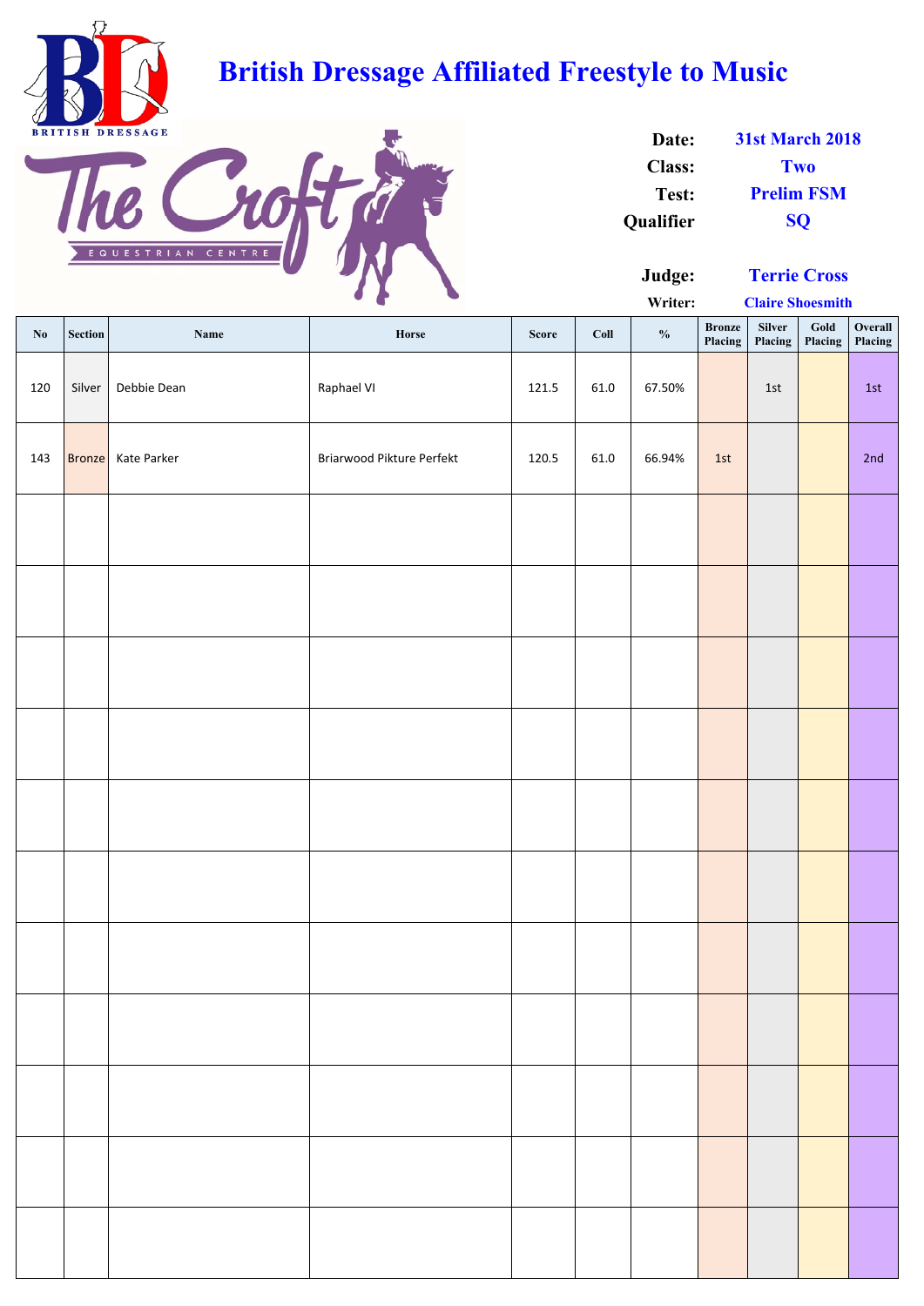# British Dressage Affiliated Freestyle to Music

**Date:** 31st March 2018
**Class:** Two
**Test:** Prelim FSM
**Qualifier:** SQ

**Judge:** Terrie Cross
**Writer:** Claire Shoesmith

| No | Section | Name | Horse | Score | Coll | % | Bronze Placing | Silver Placing | Gold Placing | Overall Placing |
|---|---|---|---|---|---|---|---|---|---|---|
| 120 | Silver | Debbie Dean | Raphael VI | 121.5 | 61.0 | 67.50% | | 1st | | 1st |
| 143 | Bronze | Kate Parker | Briarwood Pikture Perfekt | 120.5 | 61.0 | 66.94% | 1st | | | 2nd |
| | | | | | | | | | | |
| | | | | | | | | | | |
| | | | | | | | | | | |
| | | | | | | | | | | |
| | | | | | | | | | | |
| | | | | | | | | | | |
| | | | | | | | | | | |
| | | | | | | | | | | |
| | | | | | | | | | | |
| | | | | | | | | | | |
| | | | | | | | | | | |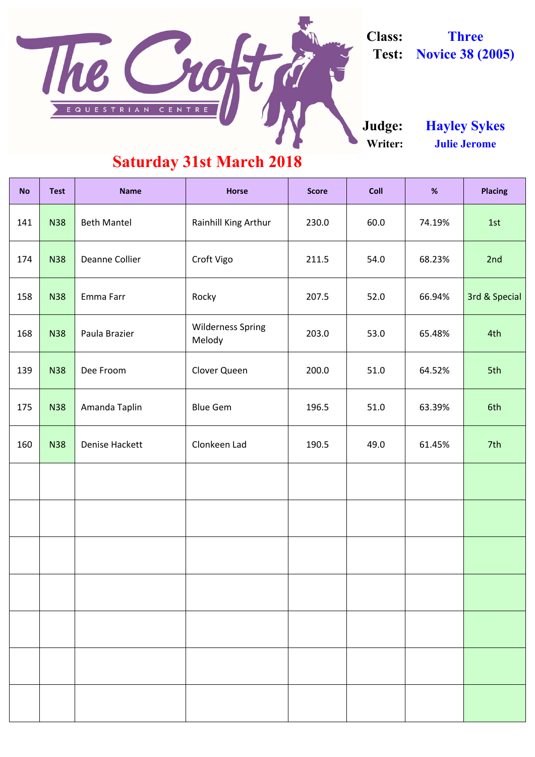# The Croft Equestrian Centre

**Class:** Three
**Test:** Novice 38 (2005)

**Judge:** Hayley Sykes
**Writer:** Julie Jerome

## Saturday 31st March 2018

| No | Test | Name | Horse | Score | Coll | % | Placing |
|---|---|---|---|---|---|---|---|
| 141 | N38 | Beth Mantel | Rainhill King Arthur | 230.0 | 60.0 | 74.19% | 1st |
| 174 | N38 | Deanne Collier | Croft Vigo | 211.5 | 54.0 | 68.23% | 2nd |
| 158 | N38 | Emma Farr | Rocky | 207.5 | 52.0 | 66.94% | 3rd & Special |
| 168 | N38 | Paula Brazier | Wilderness Spring Melody | 203.0 | 53.0 | 65.48% | 4th |
| 139 | N38 | Dee Froom | Clover Queen | 200.0 | 51.0 | 64.52% | 5th |
| 175 | N38 | Amanda Taplin | Blue Gem | 196.5 | 51.0 | 63.39% | 6th |
| 160 | N38 | Denise Hackett | Clonkeen Lad | 190.5 | 49.0 | 61.45% | 7th |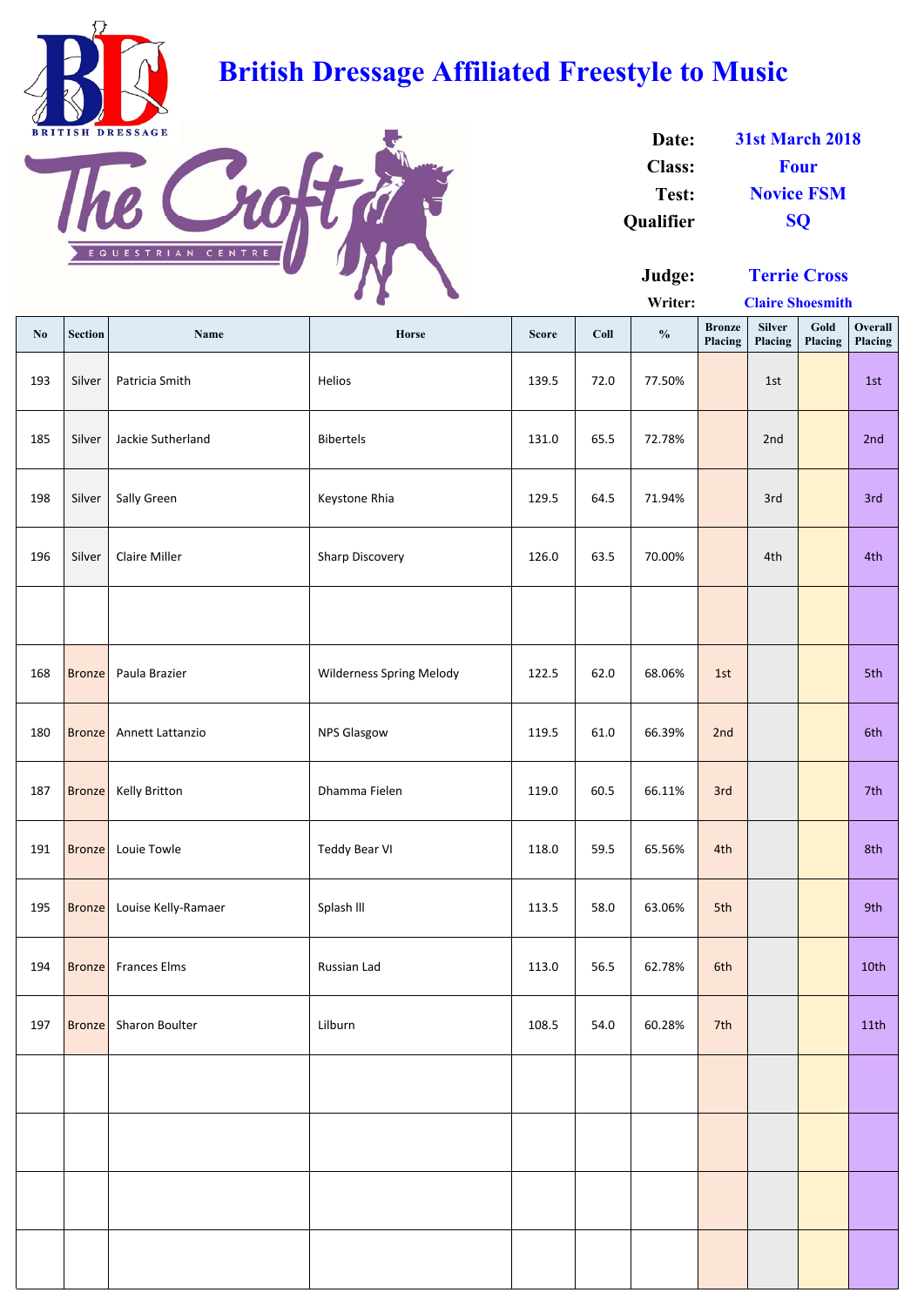# British Dressage Affiliated Freestyle to Music

BRITISH DRESSAGE

The Croft EQUESTRIAN CENTRE

**Date:** 31st March 2018
**Class:** Four
**Test:** Novice FSM
**Qualifier** SQ

**Judge:** Terrie Cross
**Writer:** Claire Shoesmith

| No | Section | Name | Horse | Score | Coll | % | Bronze Placing | Silver Placing | Gold Placing | Overall Placing |
|---|---|---|---|---|---|---|---|---|---|---|
| 193 | Silver | Patricia Smith | Helios | 139.5 | 72.0 | 77.50% | | 1st | | 1st |
| 185 | Silver | Jackie Sutherland | Bibertels | 131.0 | 65.5 | 72.78% | | 2nd | | 2nd |
| 198 | Silver | Sally Green | Keystone Rhia | 129.5 | 64.5 | 71.94% | | 3rd | | 3rd |
| 196 | Silver | Claire Miller | Sharp Discovery | 126.0 | 63.5 | 70.00% | | 4th | | 4th |
| | | | | | | | | | | |
| 168 | Bronze | Paula Brazier | Wilderness Spring Melody | 122.5 | 62.0 | 68.06% | 1st | | | 5th |
| 180 | Bronze | Annett Lattanzio | NPS Glasgow | 119.5 | 61.0 | 66.39% | 2nd | | | 6th |
| 187 | Bronze | Kelly Britton | Dhamma Fielen | 119.0 | 60.5 | 66.11% | 3rd | | | 7th |
| 191 | Bronze | Louie Towle | Teddy Bear VI | 118.0 | 59.5 | 65.56% | 4th | | | 8th |
| 195 | Bronze | Louise Kelly-Ramaer | Splash lll | 113.5 | 58.0 | 63.06% | 5th | | | 9th |
| 194 | Bronze | Frances Elms | Russian Lad | 113.0 | 56.5 | 62.78% | 6th | | | 10th |
| 197 | Bronze | Sharon Boulter | Lilburn | 108.5 | 54.0 | 60.28% | 7th | | | 11th |
| | | | | | | | | | | |
| | | | | | | | | | | |
| | | | | | | | | | | |
| | | | | | | | | | | |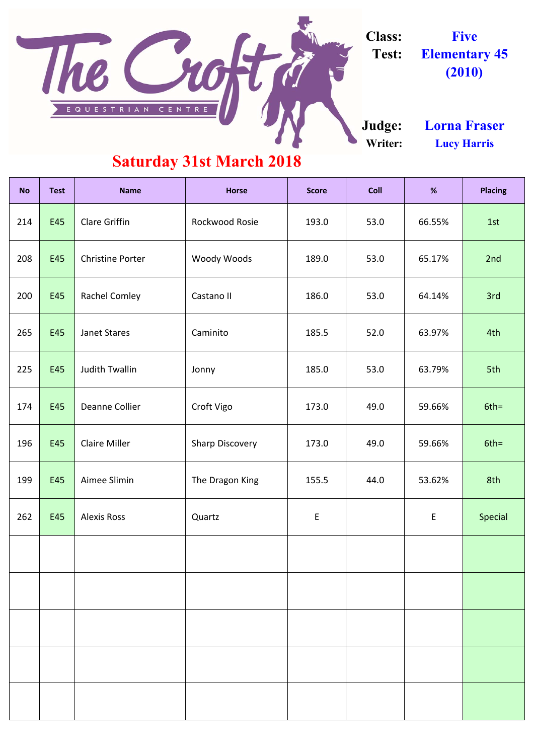# The Croft Equestrian Centre

**Class:** Five

**Test:** Elementary 45 (2010)

**Judge:** Lorna Fraser

**Writer:** Lucy Harris

## Saturday 31st March 2018

| No | Test | Name | Horse | Score | Coll | % | Placing |
|---|---|---|---|---|---|---|---|
| 214 | E45 | Clare Griffin | Rockwood Rosie | 193.0 | 53.0 | 66.55% | 1st |
| 208 | E45 | Christine Porter | Woody Woods | 189.0 | 53.0 | 65.17% | 2nd |
| 200 | E45 | Rachel Comley | Castano II | 186.0 | 53.0 | 64.14% | 3rd |
| 265 | E45 | Janet Stares | Caminito | 185.5 | 52.0 | 63.97% | 4th |
| 225 | E45 | Judith Twallin | Jonny | 185.0 | 53.0 | 63.79% | 5th |
| 174 | E45 | Deanne Collier | Croft Vigo | 173.0 | 49.0 | 59.66% | 6th= |
| 196 | E45 | Claire Miller | Sharp Discovery | 173.0 | 49.0 | 59.66% | 6th= |
| 199 | E45 | Aimee Slimin | The Dragon King | 155.5 | 44.0 | 53.62% | 8th |
| 262 | E45 | Alexis Ross | Quartz | E | | E | Special |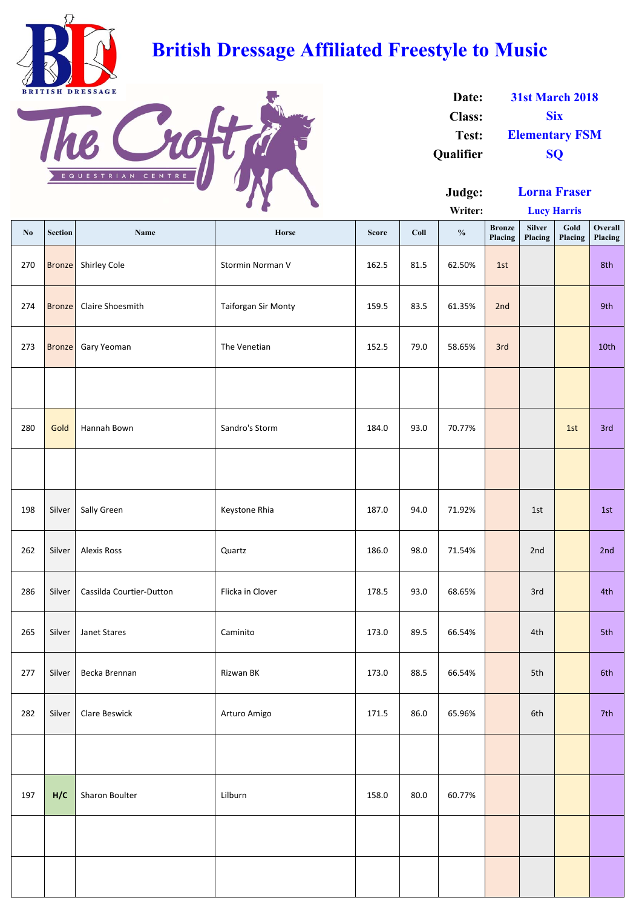# British Dressage Affiliated Freestyle to Music

**Date:** 31st March 2018
**Class:** Six
**Test:** Elementary FSM
**Qualifier:** SQ

**Judge:** Lorna Fraser
**Writer:** Lucy Harris

| No | Section | Name | Horse | Score | Coll | % | Bronze Placing | Silver Placing | Gold Placing | Overall Placing |
|---|---|---|---|---|---|---|---|---|---|---|
| 270 | Bronze | Shirley Cole | Stormin Norman V | 162.5 | 81.5 | 62.50% | 1st | | | 8th |
| 274 | Bronze | Claire Shoesmith | Taiforgan Sir Monty | 159.5 | 83.5 | 61.35% | 2nd | | | 9th |
| 273 | Bronze | Gary Yeoman | The Venetian | 152.5 | 79.0 | 58.65% | 3rd | | | 10th |
| | | | | | | | | | | |
| 280 | Gold | Hannah Bown | Sandro's Storm | 184.0 | 93.0 | 70.77% | | | 1st | 3rd |
| | | | | | | | | | | |
| 198 | Silver | Sally Green | Keystone Rhia | 187.0 | 94.0 | 71.92% | | 1st | | 1st |
| 262 | Silver | Alexis Ross | Quartz | 186.0 | 98.0 | 71.54% | | 2nd | | 2nd |
| 286 | Silver | Cassilda Courtier-Dutton | Flicka in Clover | 178.5 | 93.0 | 68.65% | | 3rd | | 4th |
| 265 | Silver | Janet Stares | Caminito | 173.0 | 89.5 | 66.54% | | 4th | | 5th |
| 277 | Silver | Becka Brennan | Rizwan BK | 173.0 | 88.5 | 66.54% | | 5th | | 6th |
| 282 | Silver | Clare Beswick | Arturo Amigo | 171.5 | 86.0 | 65.96% | | 6th | | 7th |
| | | | | | | | | | | |
| 197 | H/C | Sharon Boulter | Lilburn | 158.0 | 80.0 | 60.77% | | | | |
| | | | | | | | | | | |
| | | | | | | | | | | |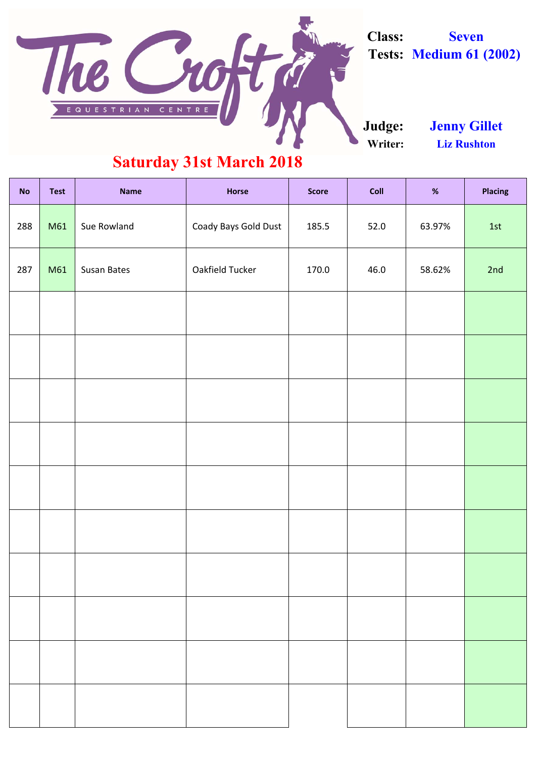# The Croft Equestrian Centre

**Class:** Seven
**Tests:** Medium 61 (2002)

**Judge:** Jenny Gillet
**Writer:** Liz Rushton

## Saturday 31st March 2018

| No | Test | Name | Horse | Score | Coll | % | Placing |
|---|---|---|---|---|---|---|---|
| 288 | M61 | Sue Rowland | Coady Bays Gold Dust | 185.5 | 52.0 | 63.97% | 1st |
| 287 | M61 | Susan Bates | Oakfield Tucker | 170.0 | 46.0 | 58.62% | 2nd |
| | | | | | | | |
| | | | | | | | |
| | | | | | | | |
| | | | | | | | |
| | | | | | | | |
| | | | | | | | |
| | | | | | | | |
| | | | | | | | |
| | | | | | | | |
| | | | | | | | |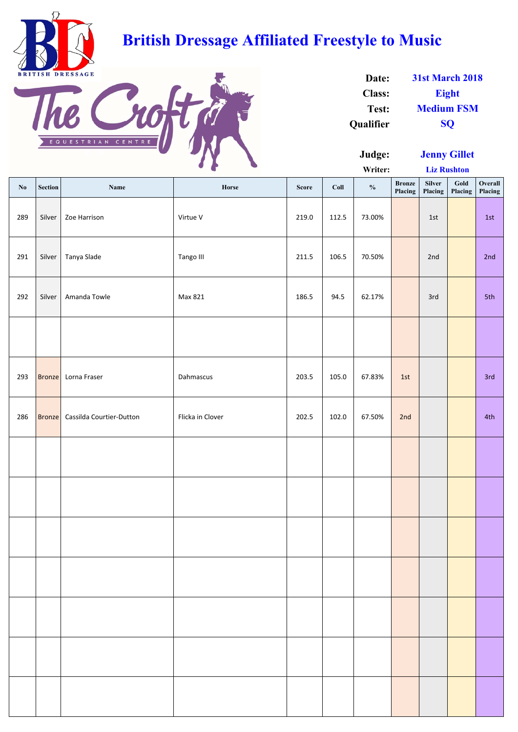# British Dressage Affiliated Freestyle to Music

BRITISH DRESSAGE

The Croft EQUESTRIAN CENTRE

**Date:** 31st March 2018
**Class:** Eight
**Test:** Medium FSM
**Qualifier** SQ

**Judge:** Jenny Gillet
**Writer:** Liz Rushton

| No | Section | Name | Horse | Score | Coll | % | Bronze Placing | Silver Placing | Gold Placing | Overall Placing |
|---|---|---|---|---|---|---|---|---|---|---|
| 289 | Silver | Zoe Harrison | Virtue V | 219.0 | 112.5 | 73.00% | | 1st | | 1st |
| 291 | Silver | Tanya Slade | Tango III | 211.5 | 106.5 | 70.50% | | 2nd | | 2nd |
| 292 | Silver | Amanda Towle | Max 821 | 186.5 | 94.5 | 62.17% | | 3rd | | 5th |
| | | | | | | | | | | |
| 293 | Bronze | Lorna Fraser | Dahmascus | 203.5 | 105.0 | 67.83% | 1st | | | 3rd |
| 286 | Bronze | Cassilda Courtier-Dutton | Flicka in Clover | 202.5 | 102.0 | 67.50% | 2nd | | | 4th |
| | | | | | | | | | | |
| | | | | | | | | | | |
| | | | | | | | | | | |
| | | | | | | | | | | |
| | | | | | | | | | | |
| | | | | | | | | | | |
| | | | | | | | | | | |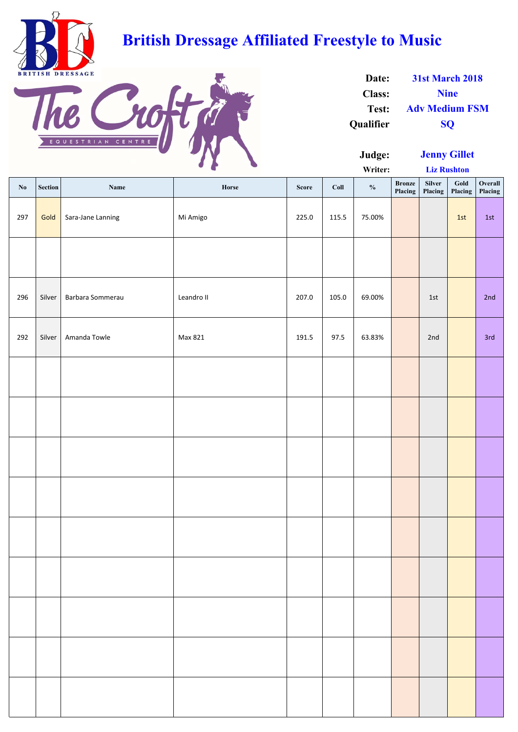# British Dressage Affiliated Freestyle to Music

BRITISH DRESSAGE

The Croft EQUESTRIAN CENTRE

**Date:** 31st March 2018
**Class:** Nine
**Test:** Adv Medium FSM
**Qualifier** SQ

**Judge:** Jenny Gillet
**Writer:** Liz Rushton

| No | Section | Name | Horse | Score | Coll | % | Bronze Placing | Silver Placing | Gold Placing | Overall Placing |
|---|---|---|---|---|---|---|---|---|---|---|
| 297 | Gold | Sara-Jane Lanning | Mi Amigo | 225.0 | 115.5 | 75.00% | | | 1st | 1st |
| | | | | | | | | | | |
| 296 | Silver | Barbara Sommerau | Leandro II | 207.0 | 105.0 | 69.00% | | 1st | | 2nd |
| 292 | Silver | Amanda Towle | Max 821 | 191.5 | 97.5 | 63.83% | | 2nd | | 3rd |
| | | | | | | | | | | |
| | | | | | | | | | | |
| | | | | | | | | | | |
| | | | | | | | | | | |
| | | | | | | | | | | |
| | | | | | | | | | | |
| | | | | | | | | | | |
| | | | | | | | | | | |
| | | | | | | | | | | |